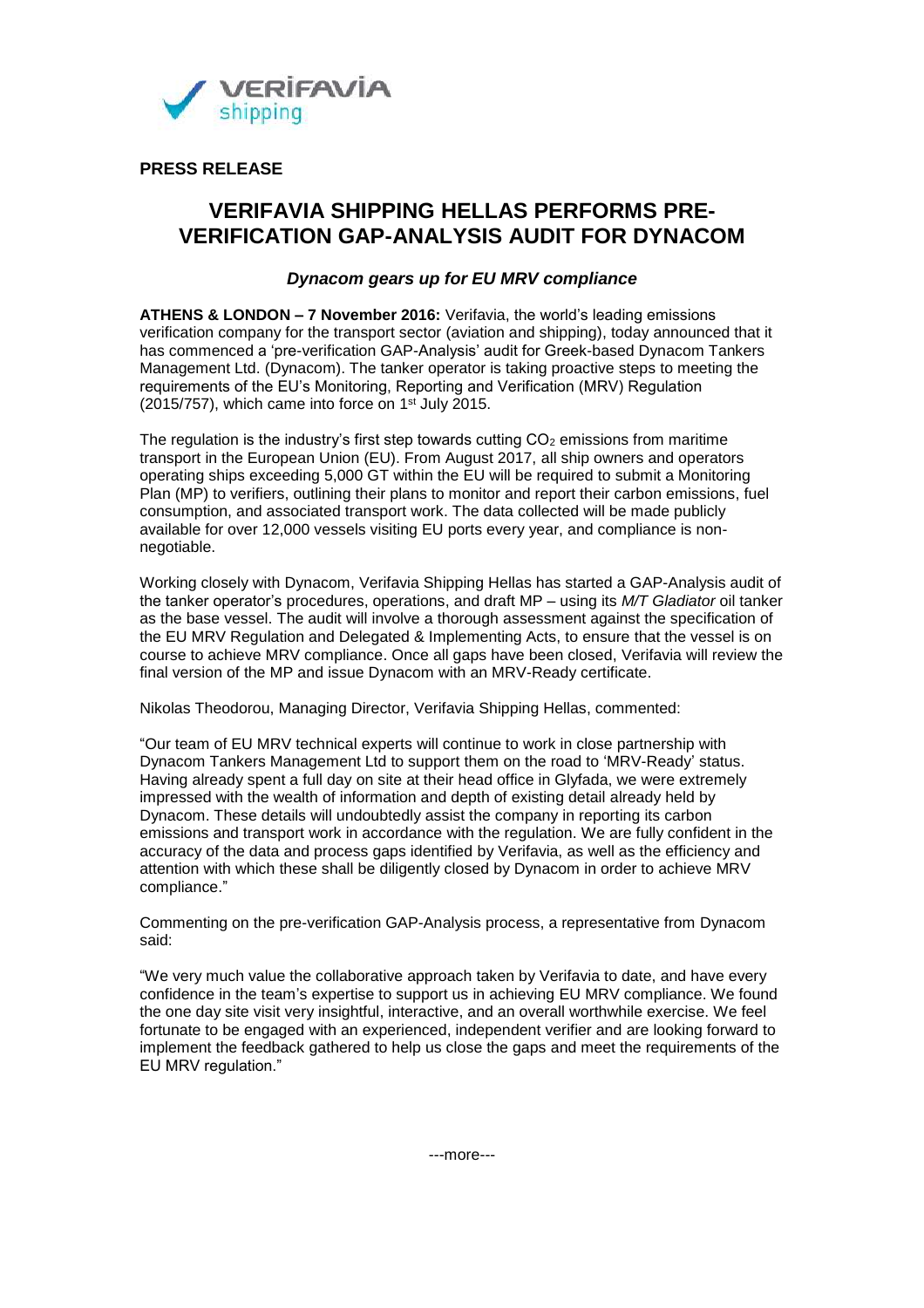**PRESS RELEASE**

# VERIFAVIA SHIPPING HELLAS PERFORMS PRE-VERIFICATION GAP-ANALYSIS AUDIT FOR DYNACOM

### *Dynacom gears up for EU MRV compliance*

**ATHENS & LONDON – 7 November 2016:** Verifavia, the world's leading emissions verification company for the transport sector (aviation and shipping), today announced that it has commenced a 'pre-verification GAP-Analysis' audit for Greek-based Dynacom Tankers Management Ltd. (Dynacom). The tanker operator is taking proactive steps to meeting the requirements of the EU's Monitoring, Reporting and Verification (MRV) Regulation (2015/757), which came into force on 1st July 2015.

The regulation is the industry's first step towards cutting $CO_2$ emissions from maritime transport in the European Union (EU). From August 2017, all ship owners and operators operating ships exceeding 5,000 GT within the EU will be required to submit a Monitoring Plan (MP) to verifiers, outlining their plans to monitor and report their carbon emissions, fuel consumption, and associated transport work. The data collected will be made publicly available for over 12,000 vessels visiting EU ports every year, and compliance is non-negotiable.

Working closely with Dynacom, Verifavia Shipping Hellas has started a GAP-Analysis audit of the tanker operator's procedures, operations, and draft MP – using its *M/T Gladiator* oil tanker as the base vessel. The audit will involve a thorough assessment against the specification of the EU MRV Regulation and Delegated & Implementing Acts, to ensure that the vessel is on course to achieve MRV compliance. Once all gaps have been closed, Verifavia will review the final version of the MP and issue Dynacom with an MRV-Ready certificate.

Nikolas Theodorou, Managing Director, Verifavia Shipping Hellas, commented:

"Our team of EU MRV technical experts will continue to work in close partnership with Dynacom Tankers Management Ltd to support them on the road to 'MRV-Ready' status. Having already spent a full day on site at their head office in Glyfada, we were extremely impressed with the wealth of information and depth of existing detail already held by Dynacom. These details will undoubtedly assist the company in reporting its carbon emissions and transport work in accordance with the regulation. We are fully confident in the accuracy of the data and process gaps identified by Verifavia, as well as the efficiency and attention with which these shall be diligently closed by Dynacom in order to achieve MRV compliance."

Commenting on the pre-verification GAP-Analysis process, a representative from Dynacom said:

"We very much value the collaborative approach taken by Verifavia to date, and have every confidence in the team's expertise to support us in achieving EU MRV compliance. We found the one day site visit very insightful, interactive, and an overall worthwhile exercise. We feel fortunate to be engaged with an experienced, independent verifier and are looking forward to implement the feedback gathered to help us close the gaps and meet the requirements of the EU MRV regulation."

---more---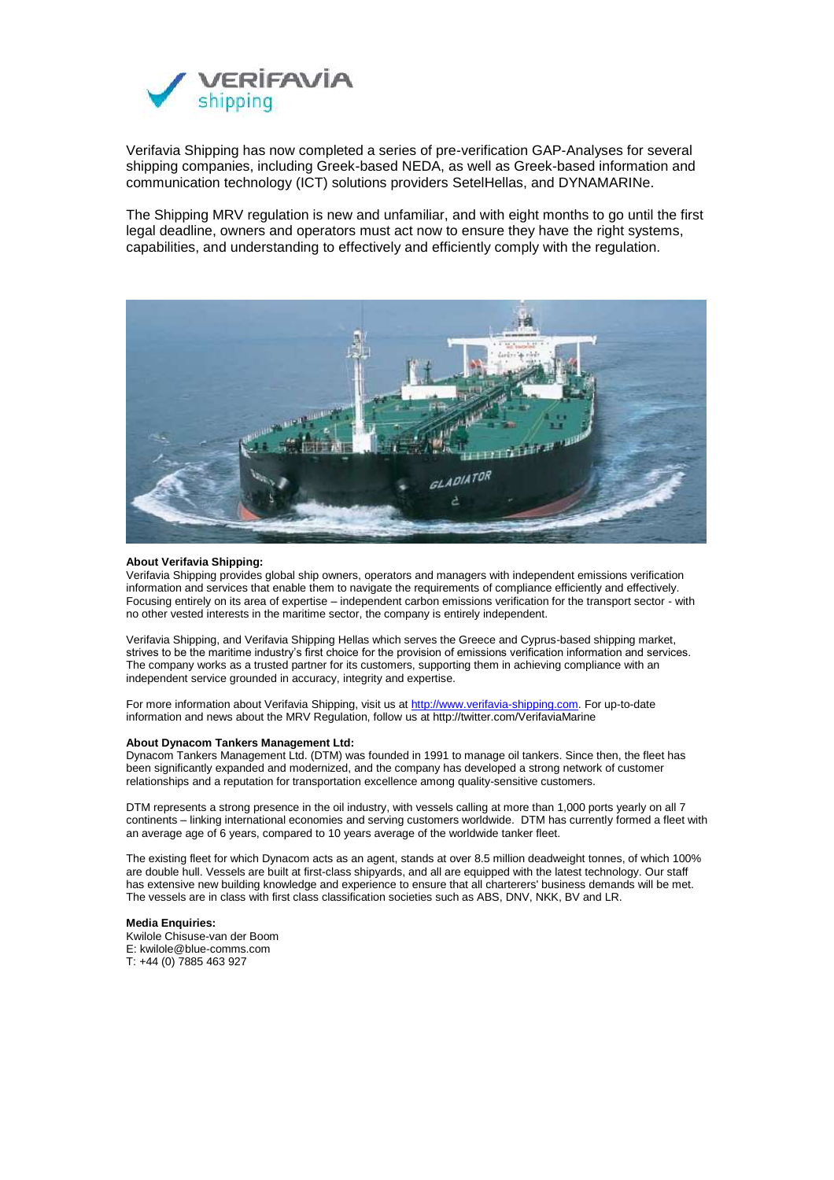Verifavia Shipping has now completed a series of pre-verification GAP-Analyses for several shipping companies, including Greek-based NEDA, as well as Greek-based information and communication technology (ICT) solutions providers SetelHellas, and DYNAMARINe.

The Shipping MRV regulation is new and unfamiliar, and with eight months to go until the first legal deadline, owners and operators must act now to ensure they have the right systems, capabilities, and understanding to effectively and efficiently comply with the regulation.

**About Verifavia Shipping:**

Verifavia Shipping provides global ship owners, operators and managers with independent emissions verification information and services that enable them to navigate the requirements of compliance efficiently and effectively. Focusing entirely on its area of expertise – independent carbon emissions verification for the transport sector - with no other vested interests in the maritime sector, the company is entirely independent.

Verifavia Shipping, and Verifavia Shipping Hellas which serves the Greece and Cyprus-based shipping market, strives to be the maritime industry's first choice for the provision of emissions verification information and services. The company works as a trusted partner for its customers, supporting them in achieving compliance with an independent service grounded in accuracy, integrity and expertise.

For more information about Verifavia Shipping, visit us at http://www.verifavia-shipping.com. For up-to-date information and news about the MRV Regulation, follow us at http://twitter.com/VerifaviaMarine

**About Dynacom Tankers Management Ltd:**

Dynacom Tankers Management Ltd. (DTM) was founded in 1991 to manage oil tankers. Since then, the fleet has been significantly expanded and modernized, and the company has developed a strong network of customer relationships and a reputation for transportation excellence among quality-sensitive customers.

DTM represents a strong presence in the oil industry, with vessels calling at more than 1,000 ports yearly on all 7 continents – linking international economies and serving customers worldwide. DTM has currently formed a fleet with an average age of 6 years, compared to 10 years average of the worldwide tanker fleet.

The existing fleet for which Dynacom acts as an agent, stands at over 8.5 million deadweight tonnes, of which 100% are double hull. Vessels are built at first-class shipyards, and all are equipped with the latest technology. Our staff has extensive new building knowledge and experience to ensure that all charterers' business demands will be met. The vessels are in class with first class classification societies such as ABS, DNV, NKK, BV and LR.

**Media Enquiries:**

Kwilole Chisuse-van der Boom
E: kwilole@blue-comms.com
T: +44 (0) 7885 463 927